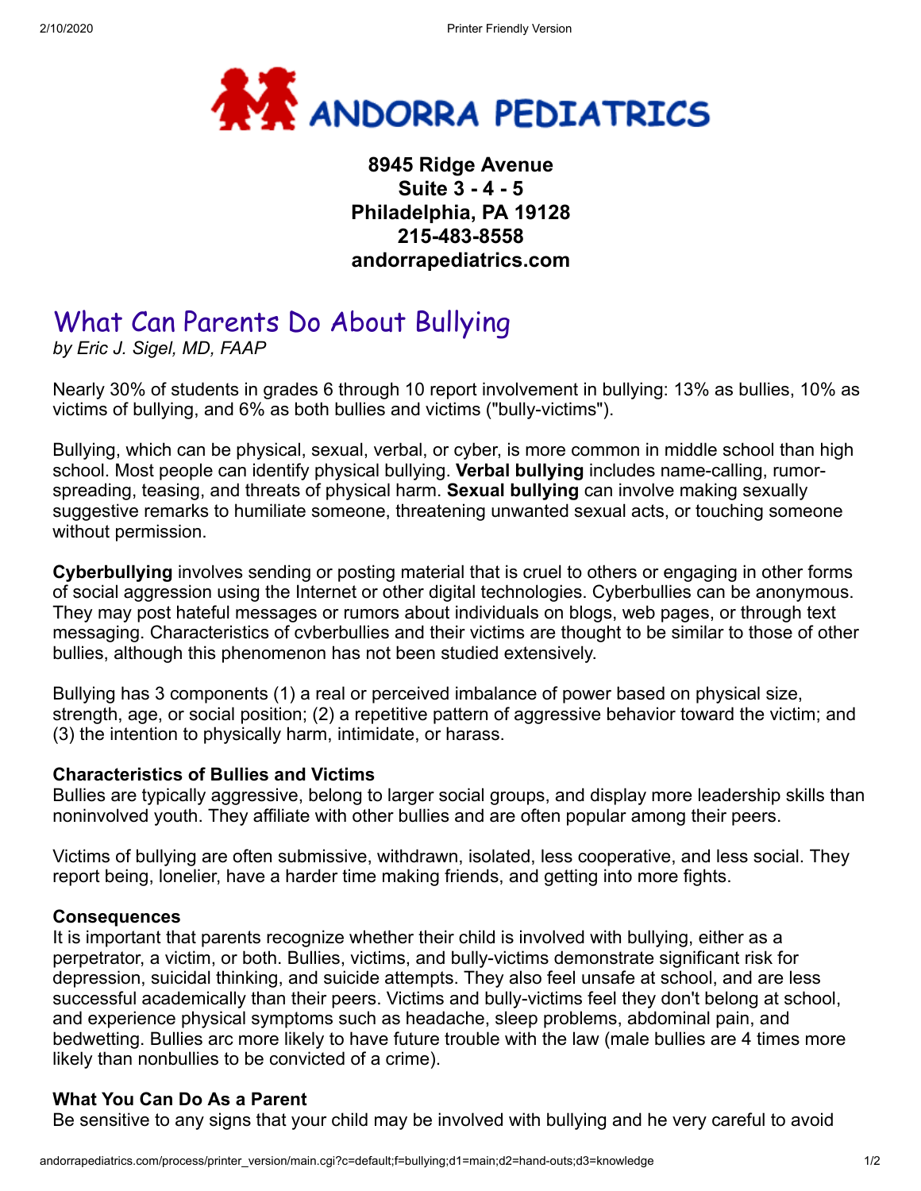# ANDORRA PEDIATRICS

**8945 Ridge Avenue**
**Suite 3 - 4 - 5**
**Philadelphia, PA 19128**
**215-483-8558**
**andorrapediatrics.com**

## What Can Parents Do About Bullying

*by Eric J. Sigel, MD, FAAP*

Nearly 30% of students in grades 6 through 10 report involvement in bullying: 13% as bullies, 10% as victims of bullying, and 6% as both bullies and victims ("bully-victims").

Bullying, which can be physical, sexual, verbal, or cyber, is more common in middle school than high school. Most people can identify physical bullying. **Verbal bullying** includes name-calling, rumor-spreading, teasing, and threats of physical harm. **Sexual bullying** can involve making sexually suggestive remarks to humiliate someone, threatening unwanted sexual acts, or touching someone without permission.

**Cyberbullying** involves sending or posting material that is cruel to others or engaging in other forms of social aggression using the Internet or other digital technologies. Cyberbullies can be anonymous. They may post hateful messages or rumors about individuals on blogs, web pages, or through text messaging. Characteristics of cvberbullies and their victims are thought to be similar to those of other bullies, although this phenomenon has not been studied extensively.

Bullying has 3 components (1) a real or perceived imbalance of power based on physical size, strength, age, or social position; (2) a repetitive pattern of aggressive behavior toward the victim; and (3) the intention to physically harm, intimidate, or harass.

### Characteristics of Bullies and Victims

Bullies are typically aggressive, belong to larger social groups, and display more leadership skills than noninvolved youth. They affiliate with other bullies and are often popular among their peers.

Victims of bullying are often submissive, withdrawn, isolated, less cooperative, and less social. They report being, lonelier, have a harder time making friends, and getting into more fights.

### Consequences

It is important that parents recognize whether their child is involved with bullying, either as a perpetrator, a victim, or both. Bullies, victims, and bully-victims demonstrate significant risk for depression, suicidal thinking, and suicide attempts. They also feel unsafe at school, and are less successful academically than their peers. Victims and bully-victims feel they don't belong at school, and experience physical symptoms such as headache, sleep problems, abdominal pain, and bedwetting. Bullies arc more likely to have future trouble with the law (male bullies are 4 times more likely than nonbullies to be convicted of a crime).

### What You Can Do As a Parent

Be sensitive to any signs that your child may be involved with bullying and he very careful to avoid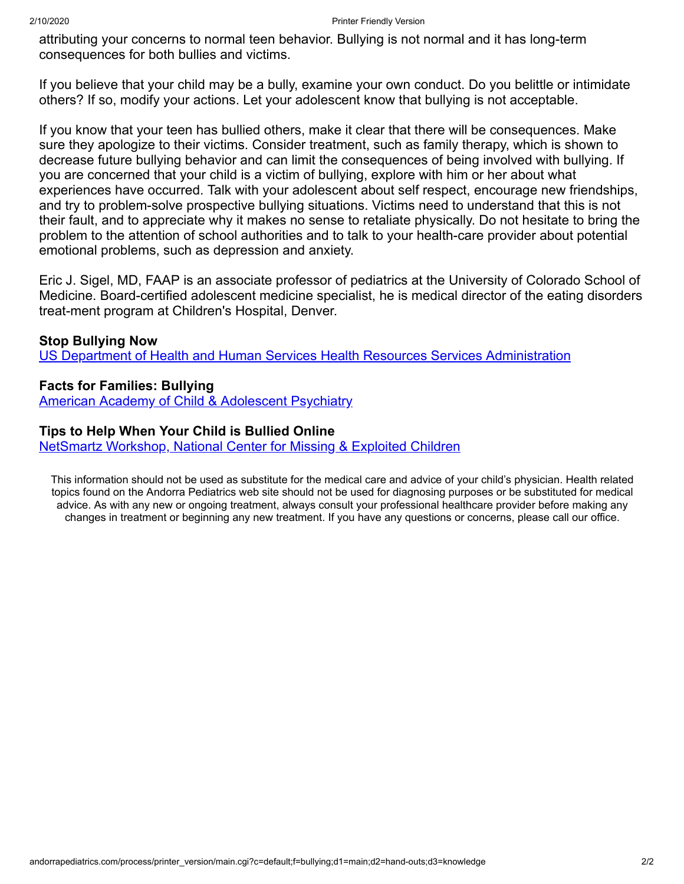attributing your concerns to normal teen behavior. Bullying is not normal and it has long-term consequences for both bullies and victims.

If you believe that your child may be a bully, examine your own conduct. Do you belittle or intimidate others? If so, modify your actions. Let your adolescent know that bullying is not acceptable.

If you know that your teen has bullied others, make it clear that there will be consequences. Make sure they apologize to their victims. Consider treatment, such as family therapy, which is shown to decrease future bullying behavior and can limit the consequences of being involved with bullying. If you are concerned that your child is a victim of bullying, explore with him or her about what experiences have occurred. Talk with your adolescent about self respect, encourage new friendships, and try to problem-solve prospective bullying situations. Victims need to understand that this is not their fault, and to appreciate why it makes no sense to retaliate physically. Do not hesitate to bring the problem to the attention of school authorities and to talk to your health-care provider about potential emotional problems, such as depression and anxiety.

Eric J. Sigel, MD, FAAP is an associate professor of pediatrics at the University of Colorado School of Medicine. Board-certified adolescent medicine specialist, he is medical director of the eating disorders treat-ment program at Children's Hospital, Denver.

**Stop Bullying Now**
US Department of Health and Human Services Health Resources Services Administration

**Facts for Families: Bullying**
American Academy of Child & Adolescent Psychiatry

**Tips to Help When Your Child is Bullied Online**
NetSmartz Workshop, National Center for Missing & Exploited Children

This information should not be used as substitute for the medical care and advice of your child's physician. Health related topics found on the Andorra Pediatrics web site should not be used for diagnosing purposes or be substituted for medical advice. As with any new or ongoing treatment, always consult your professional healthcare provider before making any changes in treatment or beginning any new treatment. If you have any questions or concerns, please call our office.